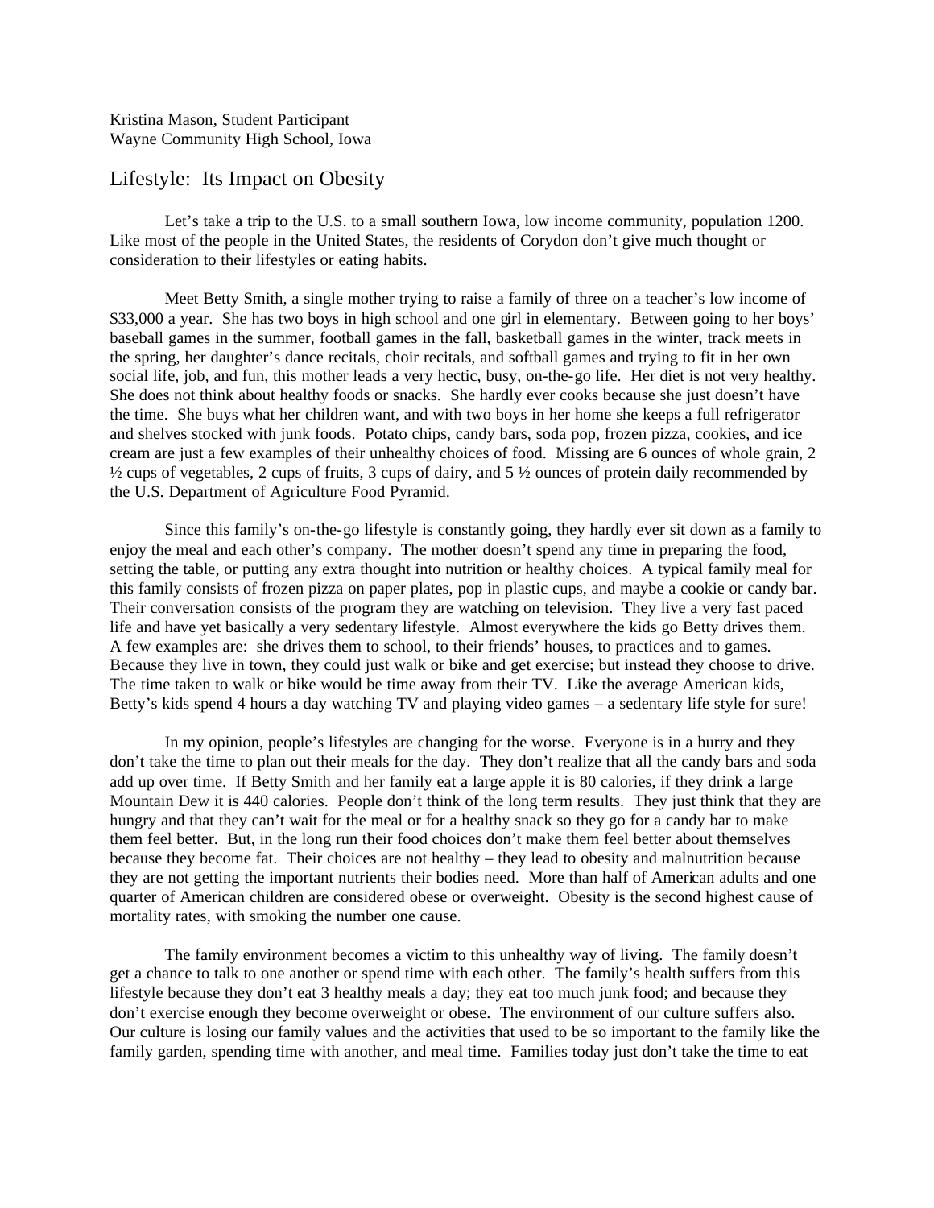Kristina Mason, Student Participant
Wayne Community High School, Iowa

# Lifestyle: Its Impact on Obesity

Let's take a trip to the U.S. to a small southern Iowa, low income community, population 1200. Like most of the people in the United States, the residents of Corydon don't give much thought or consideration to their lifestyles or eating habits.

Meet Betty Smith, a single mother trying to raise a family of three on a teacher's low income of $33,000 a year. She has two boys in high school and one girl in elementary. Between going to her boys' baseball games in the summer, football games in the fall, basketball games in the winter, track meets in the spring, her daughter's dance recitals, choir recitals, and softball games and trying to fit in her own social life, job, and fun, this mother leads a very hectic, busy, on-the-go life. Her diet is not very healthy. She does not think about healthy foods or snacks. She hardly ever cooks because she just doesn't have the time. She buys what her children want, and with two boys in her home she keeps a full refrigerator and shelves stocked with junk foods. Potato chips, candy bars, soda pop, frozen pizza, cookies, and ice cream are just a few examples of their unhealthy choices of food. Missing are 6 ounces of whole grain, 2 ½ cups of vegetables, 2 cups of fruits, 3 cups of dairy, and 5 ½ ounces of protein daily recommended by the U.S. Department of Agriculture Food Pyramid.

Since this family's on-the-go lifestyle is constantly going, they hardly ever sit down as a family to enjoy the meal and each other's company. The mother doesn't spend any time in preparing the food, setting the table, or putting any extra thought into nutrition or healthy choices. A typical family meal for this family consists of frozen pizza on paper plates, pop in plastic cups, and maybe a cookie or candy bar. Their conversation consists of the program they are watching on television. They live a very fast paced life and have yet basically a very sedentary lifestyle. Almost everywhere the kids go Betty drives them. A few examples are: she drives them to school, to their friends' houses, to practices and to games. Because they live in town, they could just walk or bike and get exercise; but instead they choose to drive. The time taken to walk or bike would be time away from their TV. Like the average American kids, Betty's kids spend 4 hours a day watching TV and playing video games – a sedentary life style for sure!

In my opinion, people's lifestyles are changing for the worse. Everyone is in a hurry and they don't take the time to plan out their meals for the day. They don't realize that all the candy bars and soda add up over time. If Betty Smith and her family eat a large apple it is 80 calories, if they drink a large Mountain Dew it is 440 calories. People don't think of the long term results. They just think that they are hungry and that they can't wait for the meal or for a healthy snack so they go for a candy bar to make them feel better. But, in the long run their food choices don't make them feel better about themselves because they become fat. Their choices are not healthy – they lead to obesity and malnutrition because they are not getting the important nutrients their bodies need. More than half of American adults and one quarter of American children are considered obese or overweight. Obesity is the second highest cause of mortality rates, with smoking the number one cause.

The family environment becomes a victim to this unhealthy way of living. The family doesn't get a chance to talk to one another or spend time with each other. The family's health suffers from this lifestyle because they don't eat 3 healthy meals a day; they eat too much junk food; and because they don't exercise enough they become overweight or obese. The environment of our culture suffers also. Our culture is losing our family values and the activities that used to be so important to the family like the family garden, spending time with another, and meal time. Families today just don't take the time to eat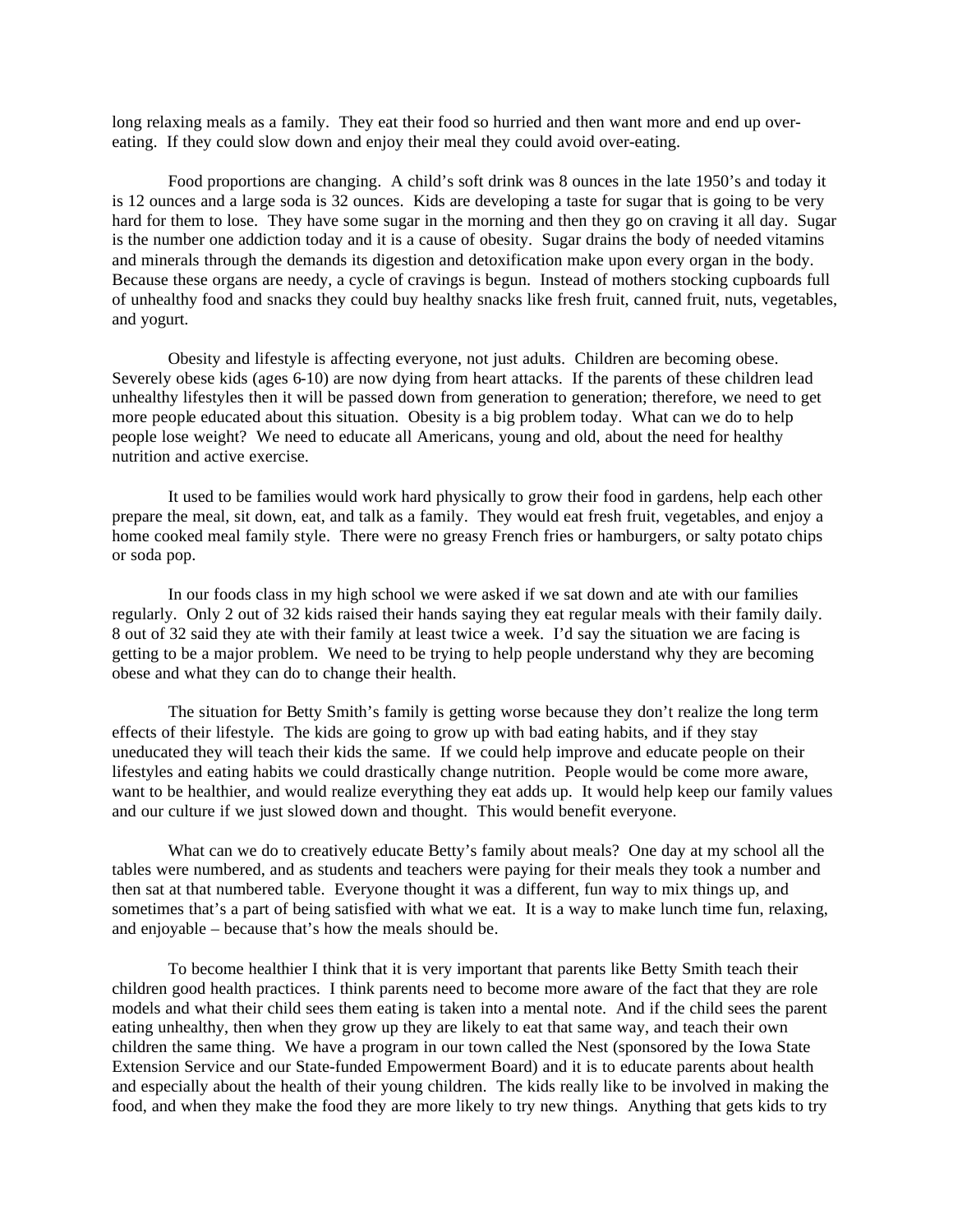long relaxing meals as a family. They eat their food so hurried and then want more and end up over-eating. If they could slow down and enjoy their meal they could avoid over-eating.

Food proportions are changing. A child's soft drink was 8 ounces in the late 1950's and today it is 12 ounces and a large soda is 32 ounces. Kids are developing a taste for sugar that is going to be very hard for them to lose. They have some sugar in the morning and then they go on craving it all day. Sugar is the number one addiction today and it is a cause of obesity. Sugar drains the body of needed vitamins and minerals through the demands its digestion and detoxification make upon every organ in the body. Because these organs are needy, a cycle of cravings is begun. Instead of mothers stocking cupboards full of unhealthy food and snacks they could buy healthy snacks like fresh fruit, canned fruit, nuts, vegetables, and yogurt.

Obesity and lifestyle is affecting everyone, not just adults. Children are becoming obese. Severely obese kids (ages 6-10) are now dying from heart attacks. If the parents of these children lead unhealthy lifestyles then it will be passed down from generation to generation; therefore, we need to get more people educated about this situation. Obesity is a big problem today. What can we do to help people lose weight? We need to educate all Americans, young and old, about the need for healthy nutrition and active exercise.

It used to be families would work hard physically to grow their food in gardens, help each other prepare the meal, sit down, eat, and talk as a family. They would eat fresh fruit, vegetables, and enjoy a home cooked meal family style. There were no greasy French fries or hamburgers, or salty potato chips or soda pop.

In our foods class in my high school we were asked if we sat down and ate with our families regularly. Only 2 out of 32 kids raised their hands saying they eat regular meals with their family daily. 8 out of 32 said they ate with their family at least twice a week. I'd say the situation we are facing is getting to be a major problem. We need to be trying to help people understand why they are becoming obese and what they can do to change their health.

The situation for Betty Smith's family is getting worse because they don't realize the long term effects of their lifestyle. The kids are going to grow up with bad eating habits, and if they stay uneducated they will teach their kids the same. If we could help improve and educate people on their lifestyles and eating habits we could drastically change nutrition. People would be come more aware, want to be healthier, and would realize everything they eat adds up. It would help keep our family values and our culture if we just slowed down and thought. This would benefit everyone.

What can we do to creatively educate Betty's family about meals? One day at my school all the tables were numbered, and as students and teachers were paying for their meals they took a number and then sat at that numbered table. Everyone thought it was a different, fun way to mix things up, and sometimes that's a part of being satisfied with what we eat. It is a way to make lunch time fun, relaxing, and enjoyable – because that's how the meals should be.

To become healthier I think that it is very important that parents like Betty Smith teach their children good health practices. I think parents need to become more aware of the fact that they are role models and what their child sees them eating is taken into a mental note. And if the child sees the parent eating unhealthy, then when they grow up they are likely to eat that same way, and teach their own children the same thing. We have a program in our town called the Nest (sponsored by the Iowa State Extension Service and our State-funded Empowerment Board) and it is to educate parents about health and especially about the health of their young children. The kids really like to be involved in making the food, and when they make the food they are more likely to try new things. Anything that gets kids to try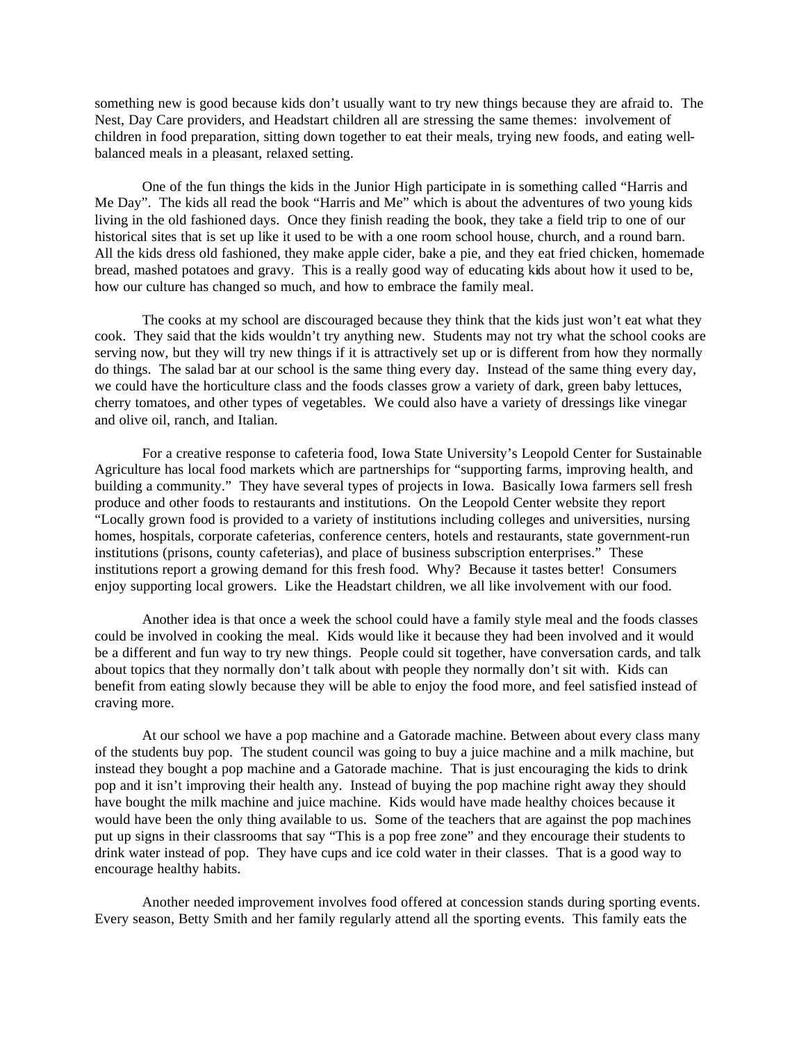something new is good because kids don't usually want to try new things because they are afraid to. The Nest, Day Care providers, and Headstart children all are stressing the same themes: involvement of children in food preparation, sitting down together to eat their meals, trying new foods, and eating well-balanced meals in a pleasant, relaxed setting.

One of the fun things the kids in the Junior High participate in is something called "Harris and Me Day". The kids all read the book "Harris and Me" which is about the adventures of two young kids living in the old fashioned days. Once they finish reading the book, they take a field trip to one of our historical sites that is set up like it used to be with a one room school house, church, and a round barn. All the kids dress old fashioned, they make apple cider, bake a pie, and they eat fried chicken, homemade bread, mashed potatoes and gravy. This is a really good way of educating kids about how it used to be, how our culture has changed so much, and how to embrace the family meal.

The cooks at my school are discouraged because they think that the kids just won't eat what they cook. They said that the kids wouldn't try anything new. Students may not try what the school cooks are serving now, but they will try new things if it is attractively set up or is different from how they normally do things. The salad bar at our school is the same thing every day. Instead of the same thing every day, we could have the horticulture class and the foods classes grow a variety of dark, green baby lettuces, cherry tomatoes, and other types of vegetables. We could also have a variety of dressings like vinegar and olive oil, ranch, and Italian.

For a creative response to cafeteria food, Iowa State University's Leopold Center for Sustainable Agriculture has local food markets which are partnerships for "supporting farms, improving health, and building a community." They have several types of projects in Iowa. Basically Iowa farmers sell fresh produce and other foods to restaurants and institutions. On the Leopold Center website they report "Locally grown food is provided to a variety of institutions including colleges and universities, nursing homes, hospitals, corporate cafeterias, conference centers, hotels and restaurants, state government-run institutions (prisons, county cafeterias), and place of business subscription enterprises." These institutions report a growing demand for this fresh food. Why? Because it tastes better! Consumers enjoy supporting local growers. Like the Headstart children, we all like involvement with our food.

Another idea is that once a week the school could have a family style meal and the foods classes could be involved in cooking the meal. Kids would like it because they had been involved and it would be a different and fun way to try new things. People could sit together, have conversation cards, and talk about topics that they normally don't talk about with people they normally don't sit with. Kids can benefit from eating slowly because they will be able to enjoy the food more, and feel satisfied instead of craving more.

At our school we have a pop machine and a Gatorade machine. Between about every class many of the students buy pop. The student council was going to buy a juice machine and a milk machine, but instead they bought a pop machine and a Gatorade machine. That is just encouraging the kids to drink pop and it isn't improving their health any. Instead of buying the pop machine right away they should have bought the milk machine and juice machine. Kids would have made healthy choices because it would have been the only thing available to us. Some of the teachers that are against the pop machines put up signs in their classrooms that say "This is a pop free zone" and they encourage their students to drink water instead of pop. They have cups and ice cold water in their classes. That is a good way to encourage healthy habits.

Another needed improvement involves food offered at concession stands during sporting events. Every season, Betty Smith and her family regularly attend all the sporting events. This family eats the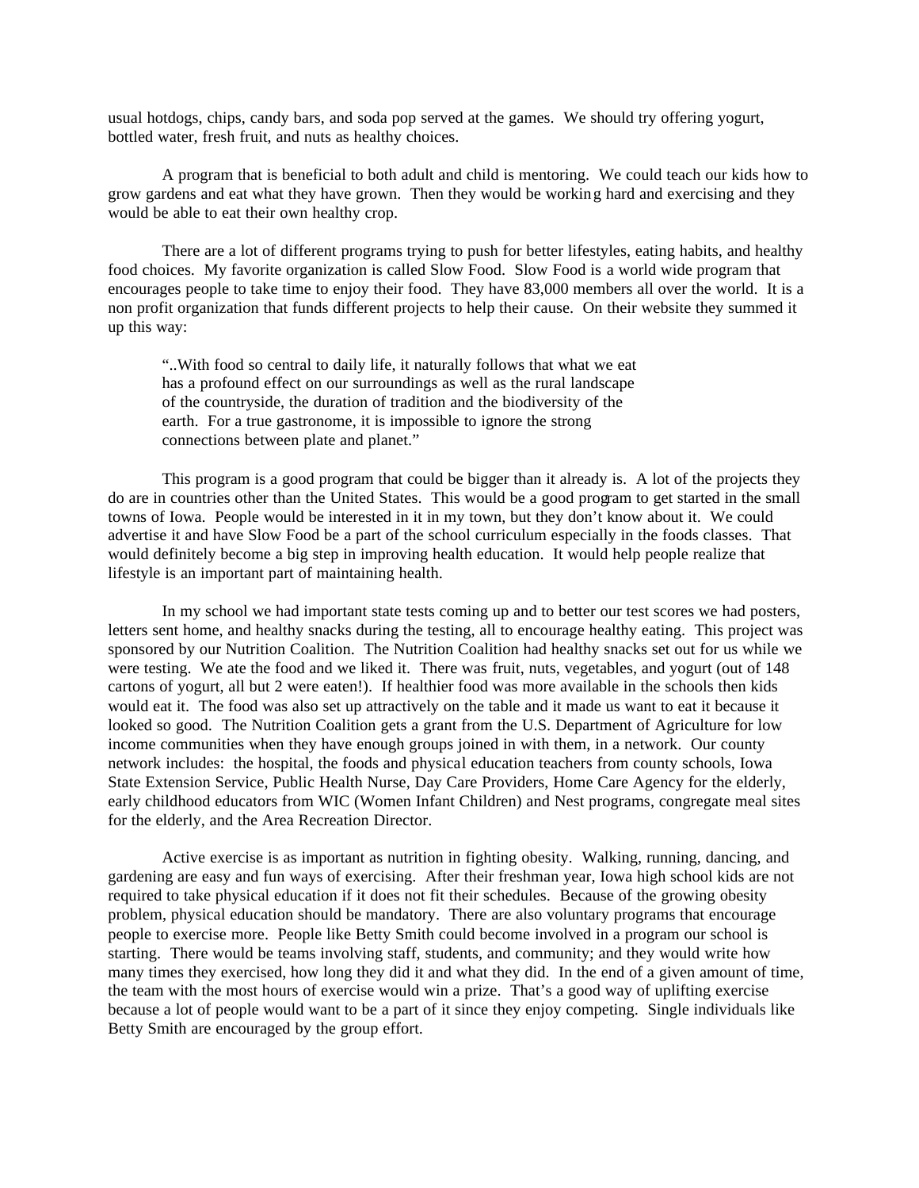usual hotdogs, chips, candy bars, and soda pop served at the games. We should try offering yogurt, bottled water, fresh fruit, and nuts as healthy choices.

A program that is beneficial to both adult and child is mentoring. We could teach our kids how to grow gardens and eat what they have grown. Then they would be working hard and exercising and they would be able to eat their own healthy crop.

There are a lot of different programs trying to push for better lifestyles, eating habits, and healthy food choices. My favorite organization is called Slow Food. Slow Food is a world wide program that encourages people to take time to enjoy their food. They have 83,000 members all over the world. It is a non profit organization that funds different projects to help their cause. On their website they summed it up this way:

> "..With food so central to daily life, it naturally follows that what we eat has a profound effect on our surroundings as well as the rural landscape of the countryside, the duration of tradition and the biodiversity of the earth. For a true gastronome, it is impossible to ignore the strong connections between plate and planet."

This program is a good program that could be bigger than it already is. A lot of the projects they do are in countries other than the United States. This would be a good program to get started in the small towns of Iowa. People would be interested in it in my town, but they don't know about it. We could advertise it and have Slow Food be a part of the school curriculum especially in the foods classes. That would definitely become a big step in improving health education. It would help people realize that lifestyle is an important part of maintaining health.

In my school we had important state tests coming up and to better our test scores we had posters, letters sent home, and healthy snacks during the testing, all to encourage healthy eating. This project was sponsored by our Nutrition Coalition. The Nutrition Coalition had healthy snacks set out for us while we were testing. We ate the food and we liked it. There was fruit, nuts, vegetables, and yogurt (out of 148 cartons of yogurt, all but 2 were eaten!). If healthier food was more available in the schools then kids would eat it. The food was also set up attractively on the table and it made us want to eat it because it looked so good. The Nutrition Coalition gets a grant from the U.S. Department of Agriculture for low income communities when they have enough groups joined in with them, in a network. Our county network includes: the hospital, the foods and physical education teachers from county schools, Iowa State Extension Service, Public Health Nurse, Day Care Providers, Home Care Agency for the elderly, early childhood educators from WIC (Women Infant Children) and Nest programs, congregate meal sites for the elderly, and the Area Recreation Director.

Active exercise is as important as nutrition in fighting obesity. Walking, running, dancing, and gardening are easy and fun ways of exercising. After their freshman year, Iowa high school kids are not required to take physical education if it does not fit their schedules. Because of the growing obesity problem, physical education should be mandatory. There are also voluntary programs that encourage people to exercise more. People like Betty Smith could become involved in a program our school is starting. There would be teams involving staff, students, and community; and they would write how many times they exercised, how long they did it and what they did. In the end of a given amount of time, the team with the most hours of exercise would win a prize. That's a good way of uplifting exercise because a lot of people would want to be a part of it since they enjoy competing. Single individuals like Betty Smith are encouraged by the group effort.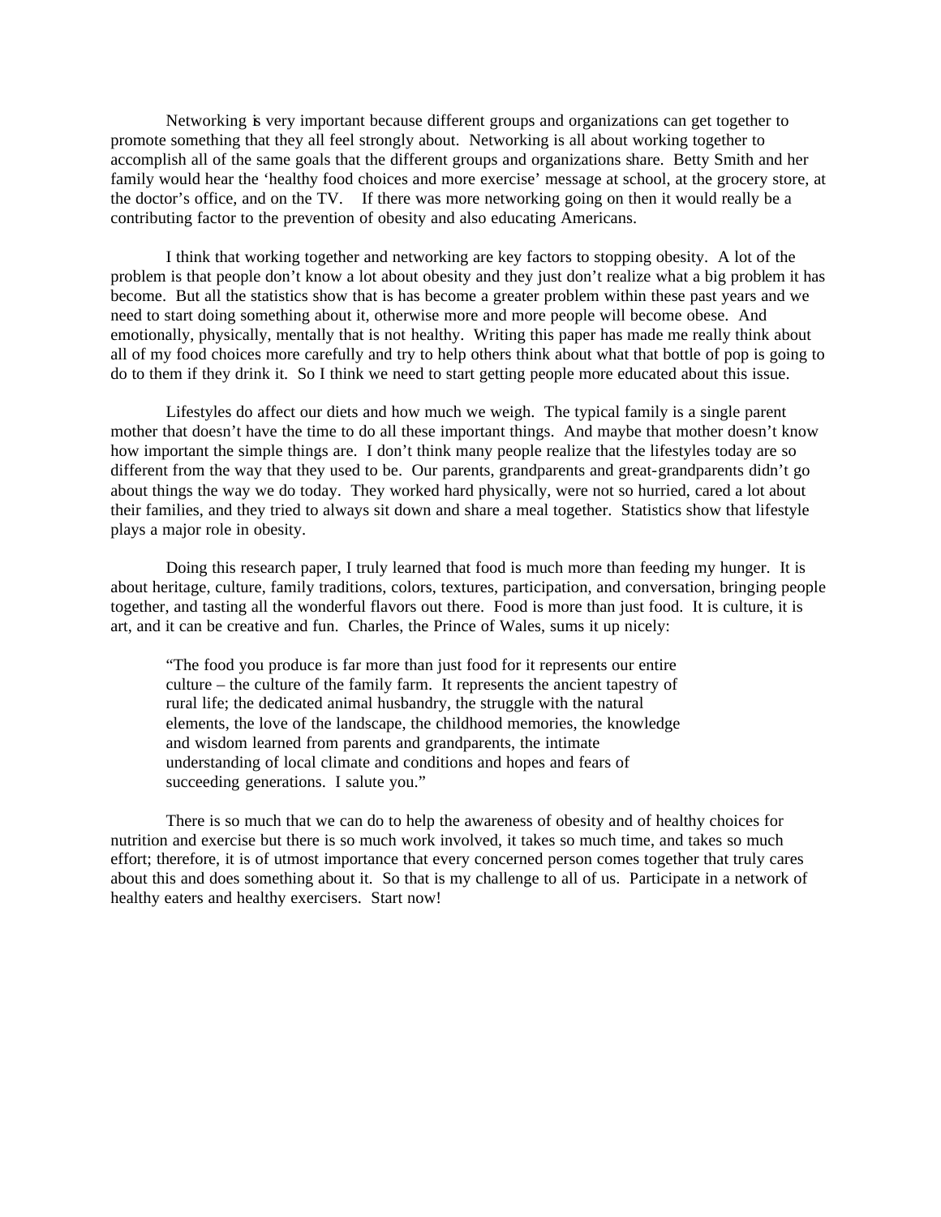Networking is very important because different groups and organizations can get together to promote something that they all feel strongly about. Networking is all about working together to accomplish all of the same goals that the different groups and organizations share. Betty Smith and her family would hear the 'healthy food choices and more exercise' message at school, at the grocery store, at the doctor's office, and on the TV. If there was more networking going on then it would really be a contributing factor to the prevention of obesity and also educating Americans.

I think that working together and networking are key factors to stopping obesity. A lot of the problem is that people don't know a lot about obesity and they just don't realize what a big problem it has become. But all the statistics show that is has become a greater problem within these past years and we need to start doing something about it, otherwise more and more people will become obese. And emotionally, physically, mentally that is not healthy. Writing this paper has made me really think about all of my food choices more carefully and try to help others think about what that bottle of pop is going to do to them if they drink it. So I think we need to start getting people more educated about this issue.

Lifestyles do affect our diets and how much we weigh. The typical family is a single parent mother that doesn't have the time to do all these important things. And maybe that mother doesn't know how important the simple things are. I don't think many people realize that the lifestyles today are so different from the way that they used to be. Our parents, grandparents and great-grandparents didn't go about things the way we do today. They worked hard physically, were not so hurried, cared a lot about their families, and they tried to always sit down and share a meal together. Statistics show that lifestyle plays a major role in obesity.

Doing this research paper, I truly learned that food is much more than feeding my hunger. It is about heritage, culture, family traditions, colors, textures, participation, and conversation, bringing people together, and tasting all the wonderful flavors out there. Food is more than just food. It is culture, it is art, and it can be creative and fun. Charles, the Prince of Wales, sums it up nicely:

> "The food you produce is far more than just food for it represents our entire culture – the culture of the family farm. It represents the ancient tapestry of rural life; the dedicated animal husbandry, the struggle with the natural elements, the love of the landscape, the childhood memories, the knowledge and wisdom learned from parents and grandparents, the intimate understanding of local climate and conditions and hopes and fears of succeeding generations. I salute you."

There is so much that we can do to help the awareness of obesity and of healthy choices for nutrition and exercise but there is so much work involved, it takes so much time, and takes so much effort; therefore, it is of utmost importance that every concerned person comes together that truly cares about this and does something about it. So that is my challenge to all of us. Participate in a network of healthy eaters and healthy exercisers. Start now!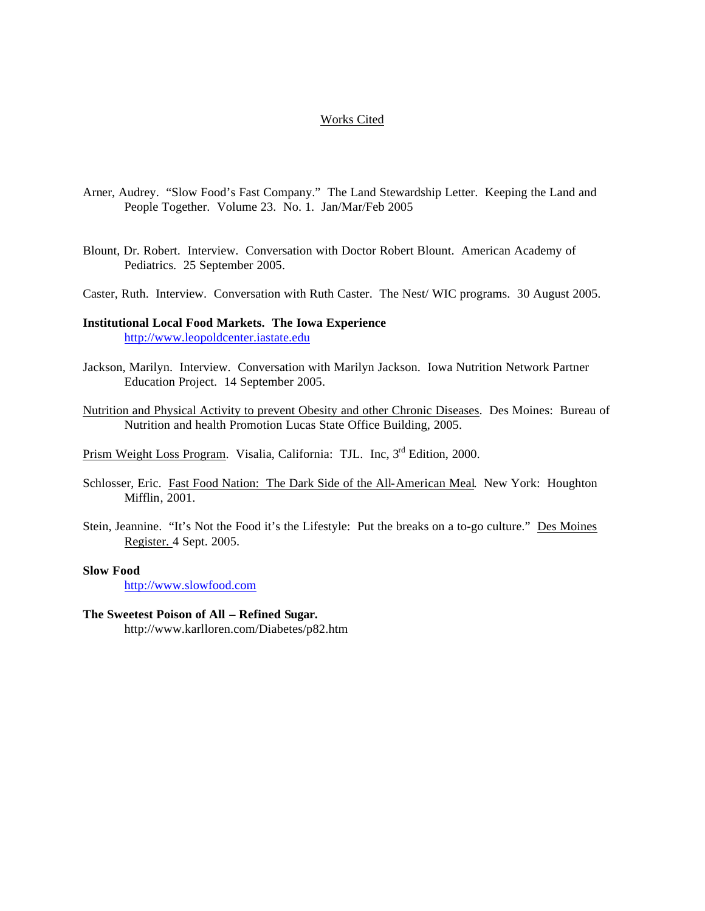# Works Cited

Arner, Audrey. "Slow Food's Fast Company." The Land Stewardship Letter. Keeping the Land and People Together. Volume 23. No. 1. Jan/Mar/Feb 2005

Blount, Dr. Robert. Interview. Conversation with Doctor Robert Blount. American Academy of Pediatrics. 25 September 2005.

Caster, Ruth. Interview. Conversation with Ruth Caster. The Nest/ WIC programs. 30 August 2005.

**Institutional Local Food Markets. The Iowa Experience**
http://www.leopoldcenter.iastate.edu

Jackson, Marilyn. Interview. Conversation with Marilyn Jackson. Iowa Nutrition Network Partner Education Project. 14 September 2005.

Nutrition and Physical Activity to prevent Obesity and other Chronic Diseases. Des Moines: Bureau of Nutrition and health Promotion Lucas State Office Building, 2005.

Prism Weight Loss Program. Visalia, California: TJL. Inc, 3rd Edition, 2000.

Schlosser, Eric. Fast Food Nation: The Dark Side of the All-American Meal. New York: Houghton Mifflin, 2001.

Stein, Jeannine. "It's Not the Food it's the Lifestyle: Put the breaks on a to-go culture." Des Moines Register. 4 Sept. 2005.

**Slow Food**
http://www.slowfood.com

**The Sweetest Poison of All – Refined Sugar.**
http://www.karlloren.com/Diabetes/p82.htm